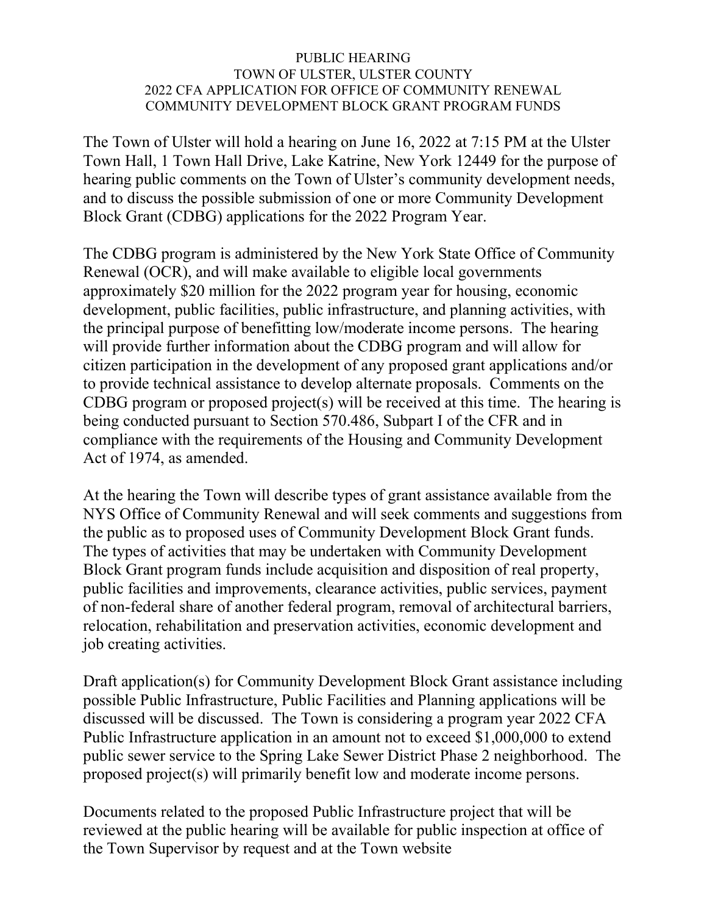PUBLIC HEARING
TOWN OF ULSTER, ULSTER COUNTY
2022 CFA APPLICATION FOR OFFICE OF COMMUNITY RENEWAL
COMMUNITY DEVELOPMENT BLOCK GRANT PROGRAM FUNDS

The Town of Ulster will hold a hearing on June 16, 2022 at 7:15 PM at the Ulster Town Hall, 1 Town Hall Drive, Lake Katrine, New York 12449 for the purpose of hearing public comments on the Town of Ulster's community development needs, and to discuss the possible submission of one or more Community Development Block Grant (CDBG) applications for the 2022 Program Year.

The CDBG program is administered by the New York State Office of Community Renewal (OCR), and will make available to eligible local governments approximately $20 million for the 2022 program year for housing, economic development, public facilities, public infrastructure, and planning activities, with the principal purpose of benefitting low/moderate income persons. The hearing will provide further information about the CDBG program and will allow for citizen participation in the development of any proposed grant applications and/or to provide technical assistance to develop alternate proposals. Comments on the CDBG program or proposed project(s) will be received at this time. The hearing is being conducted pursuant to Section 570.486, Subpart I of the CFR and in compliance with the requirements of the Housing and Community Development Act of 1974, as amended.

At the hearing the Town will describe types of grant assistance available from the NYS Office of Community Renewal and will seek comments and suggestions from the public as to proposed uses of Community Development Block Grant funds. The types of activities that may be undertaken with Community Development Block Grant program funds include acquisition and disposition of real property, public facilities and improvements, clearance activities, public services, payment of non-federal share of another federal program, removal of architectural barriers, relocation, rehabilitation and preservation activities, economic development and job creating activities.

Draft application(s) for Community Development Block Grant assistance including possible Public Infrastructure, Public Facilities and Planning applications will be discussed will be discussed. The Town is considering a program year 2022 CFA Public Infrastructure application in an amount not to exceed $1,000,000 to extend public sewer service to the Spring Lake Sewer District Phase 2 neighborhood. The proposed project(s) will primarily benefit low and moderate income persons.

Documents related to the proposed Public Infrastructure project that will be reviewed at the public hearing will be available for public inspection at office of the Town Supervisor by request and at the Town website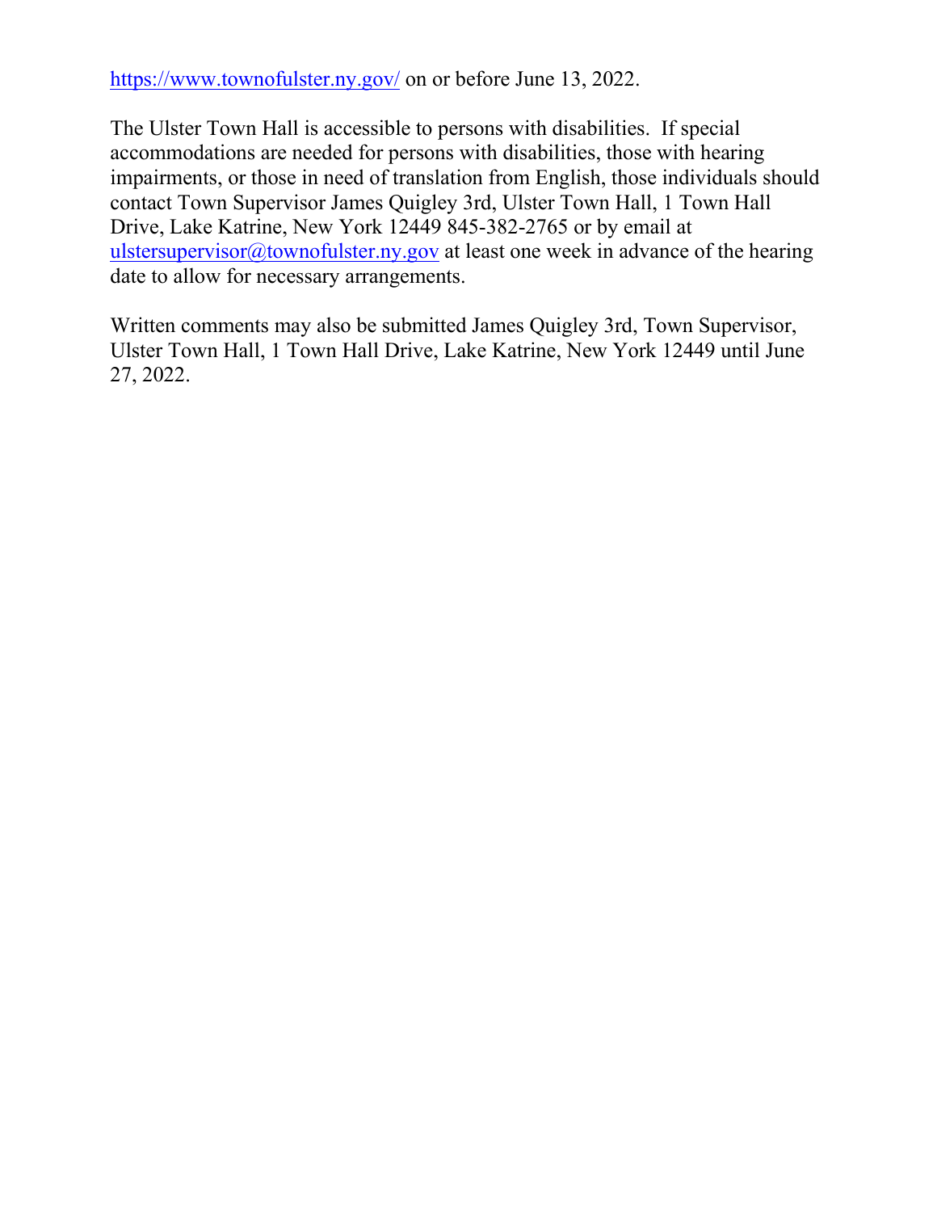https://www.townofulster.ny.gov/ on or before June 13, 2022.

The Ulster Town Hall is accessible to persons with disabilities. If special accommodations are needed for persons with disabilities, those with hearing impairments, or those in need of translation from English, those individuals should contact Town Supervisor James Quigley 3rd, Ulster Town Hall, 1 Town Hall Drive, Lake Katrine, New York 12449 845-382-2765 or by email at ulstersupervisor@townofulster.ny.gov at least one week in advance of the hearing date to allow for necessary arrangements.

Written comments may also be submitted James Quigley 3rd, Town Supervisor, Ulster Town Hall, 1 Town Hall Drive, Lake Katrine, New York 12449 until June 27, 2022.